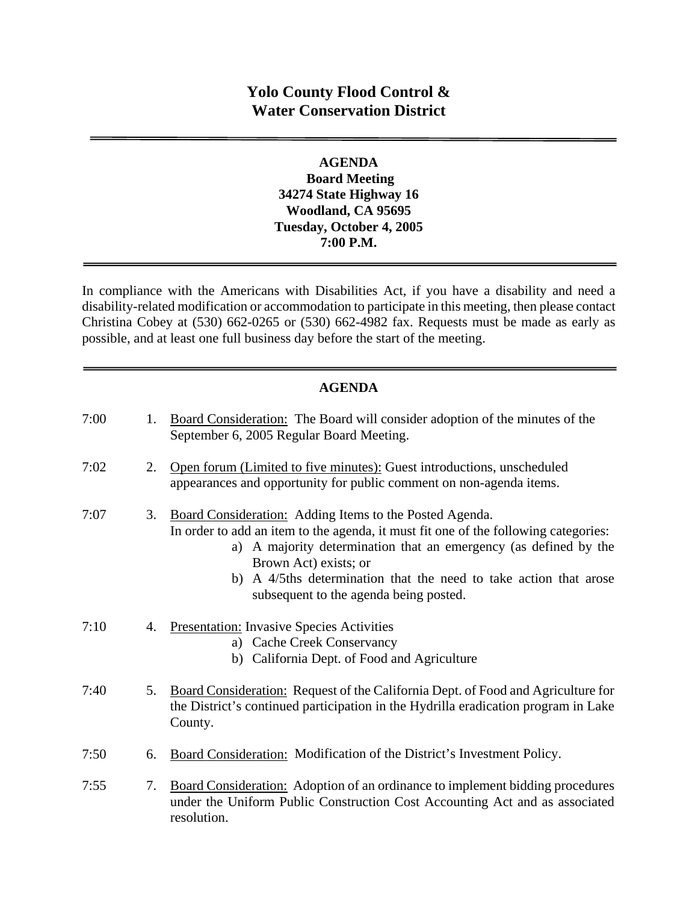# Yolo County Flood Control & Water Conservation District

**AGENDA**
**Board Meeting**
**34274 State Highway 16**
**Woodland, CA 95695**
**Tuesday, October 4, 2005**
**7:00 P.M.**

In compliance with the Americans with Disabilities Act, if you have a disability and need a disability-related modification or accommodation to participate in this meeting, then please contact Christina Cobey at (530) 662-0265 or (530) 662-4982 fax. Requests must be made as early as possible, and at least one full business day before the start of the meeting.

## AGENDA

7:00 1. Board Consideration: The Board will consider adoption of the minutes of the September 6, 2005 Regular Board Meeting.

7:02 2. Open forum (Limited to five minutes): Guest introductions, unscheduled appearances and opportunity for public comment on non-agenda items.

7:07 3. Board Consideration: Adding Items to the Posted Agenda.
In order to add an item to the agenda, it must fit one of the following categories:
   a) A majority determination that an emergency (as defined by the Brown Act) exists; or
   b) A 4/5ths determination that the need to take action that arose subsequent to the agenda being posted.

7:10 4. Presentation: Invasive Species Activities
   a) Cache Creek Conservancy
   b) California Dept. of Food and Agriculture

7:40 5. Board Consideration: Request of the California Dept. of Food and Agriculture for the District's continued participation in the Hydrilla eradication program in Lake County.

7:50 6. Board Consideration: Modification of the District's Investment Policy.

7:55 7. Board Consideration: Adoption of an ordinance to implement bidding procedures under the Uniform Public Construction Cost Accounting Act and as associated resolution.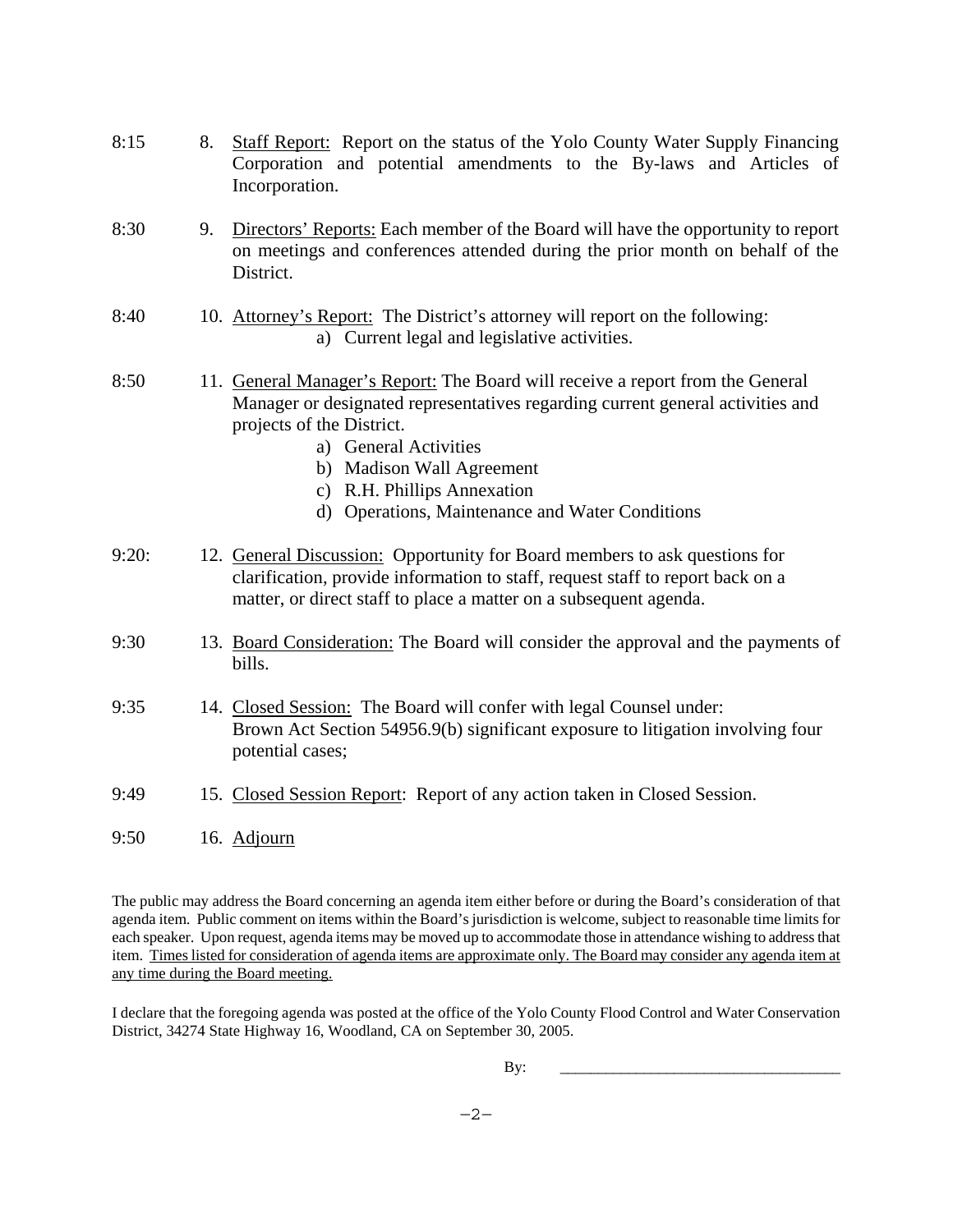8:15 8. <u>Staff Report:</u> Report on the status of the Yolo County Water Supply Financing Corporation and potential amendments to the By-laws and Articles of Incorporation.

8:30 9. <u>Directors' Reports:</u> Each member of the Board will have the opportunity to report on meetings and conferences attended during the prior month on behalf of the District.

8:40 10. <u>Attorney's Report:</u> The District's attorney will report on the following:

a) Current legal and legislative activities.

8:50 11. <u>General Manager's Report:</u> The Board will receive a report from the General Manager or designated representatives regarding current general activities and projects of the District.

a) General Activities
b) Madison Wall Agreement
c) R.H. Phillips Annexation
d) Operations, Maintenance and Water Conditions

9:20: 12. <u>General Discussion:</u> Opportunity for Board members to ask questions for clarification, provide information to staff, request staff to report back on a matter, or direct staff to place a matter on a subsequent agenda.

9:30 13. <u>Board Consideration:</u> The Board will consider the approval and the payments of bills.

9:35 14. <u>Closed Session:</u> The Board will confer with legal Counsel under: Brown Act Section 54956.9(b) significant exposure to litigation involving four potential cases;

9:49 15. <u>Closed Session Report</u>: Report of any action taken in Closed Session.

9:50 16. <u>Adjourn</u>

The public may address the Board concerning an agenda item either before or during the Board's consideration of that agenda item. Public comment on items within the Board's jurisdiction is welcome, subject to reasonable time limits for each speaker. Upon request, agenda items may be moved up to accommodate those in attendance wishing to address that item. <u>Times listed for consideration of agenda items are approximate only. The Board may consider any agenda item at any time during the Board meeting.</u>

I declare that the foregoing agenda was posted at the office of the Yolo County Flood Control and Water Conservation District, 34274 State Highway 16, Woodland, CA on September 30, 2005.

By: ___________________________________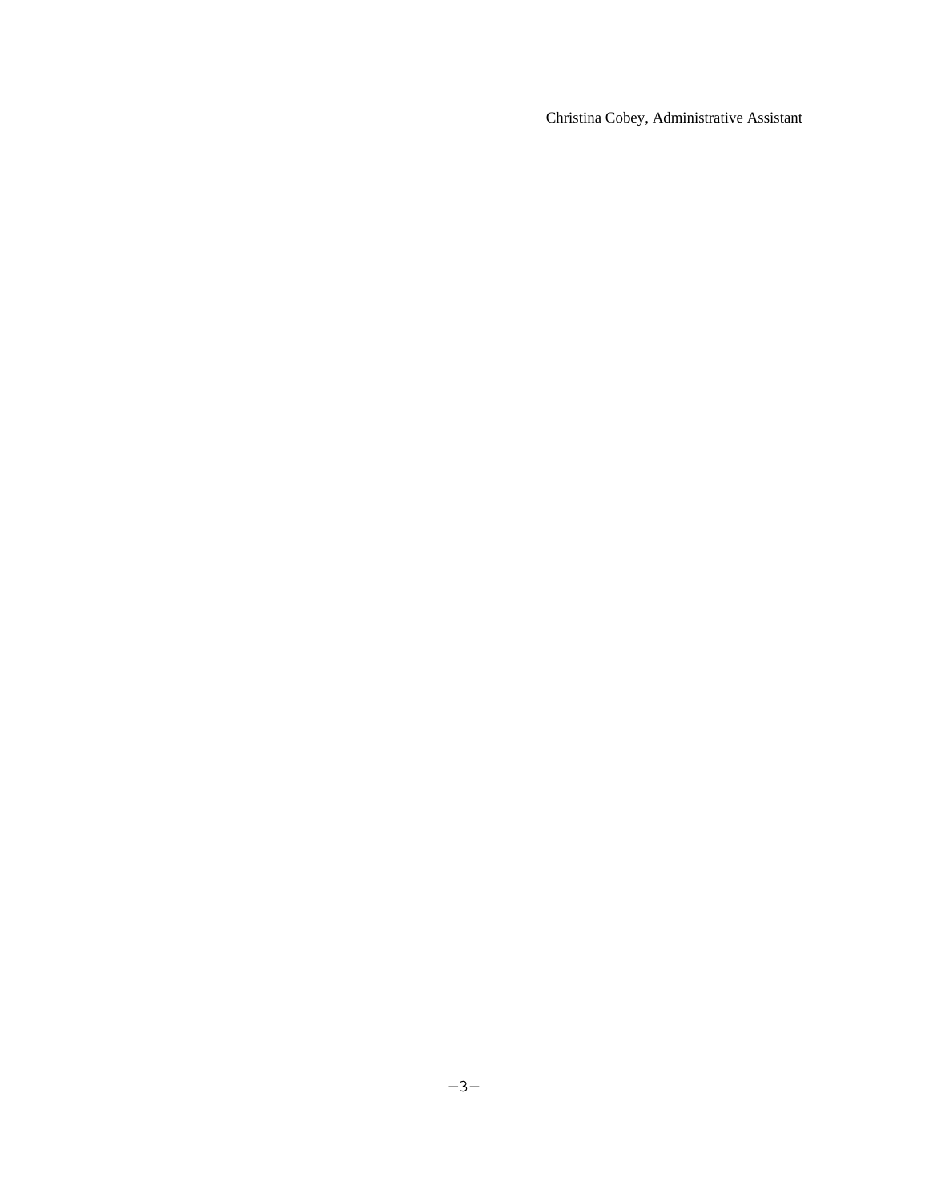Christina Cobey, Administrative Assistant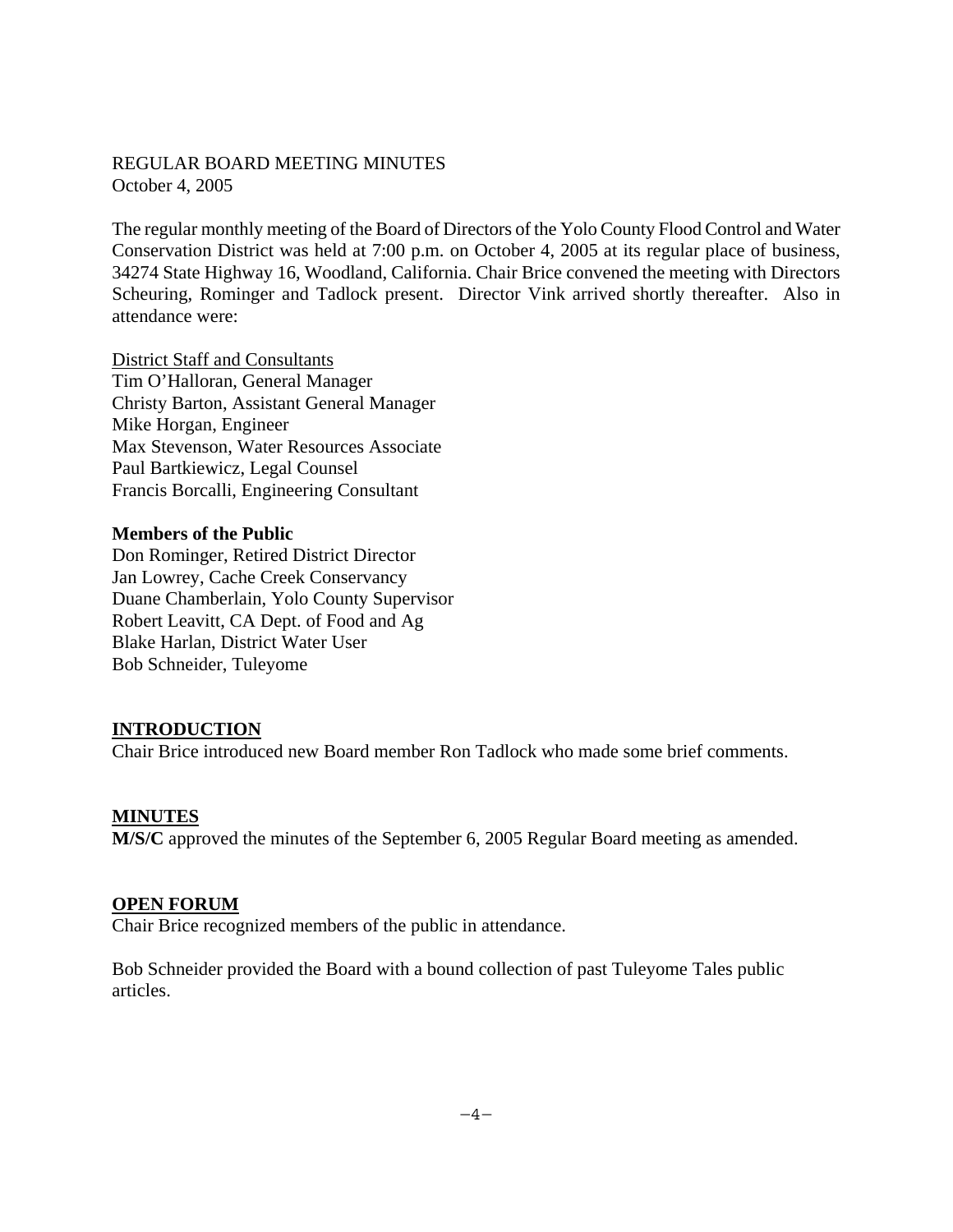REGULAR BOARD MEETING MINUTES
October 4, 2005

The regular monthly meeting of the Board of Directors of the Yolo County Flood Control and Water Conservation District was held at 7:00 p.m. on October 4, 2005 at its regular place of business, 34274 State Highway 16, Woodland, California. Chair Brice convened the meeting with Directors Scheuring, Rominger and Tadlock present. Director Vink arrived shortly thereafter. Also in attendance were:

District Staff and Consultants
Tim O'Halloran, General Manager
Christy Barton, Assistant General Manager
Mike Horgan, Engineer
Max Stevenson, Water Resources Associate
Paul Bartkiewicz, Legal Counsel
Francis Borcalli, Engineering Consultant

**Members of the Public**
Don Rominger, Retired District Director
Jan Lowrey, Cache Creek Conservancy
Duane Chamberlain, Yolo County Supervisor
Robert Leavitt, CA Dept. of Food and Ag
Blake Harlan, District Water User
Bob Schneider, Tuleyome

## INTRODUCTION

Chair Brice introduced new Board member Ron Tadlock who made some brief comments.

## MINUTES

**M/S/C** approved the minutes of the September 6, 2005 Regular Board meeting as amended.

## OPEN FORUM

Chair Brice recognized members of the public in attendance.

Bob Schneider provided the Board with a bound collection of past Tuleyome Tales public articles.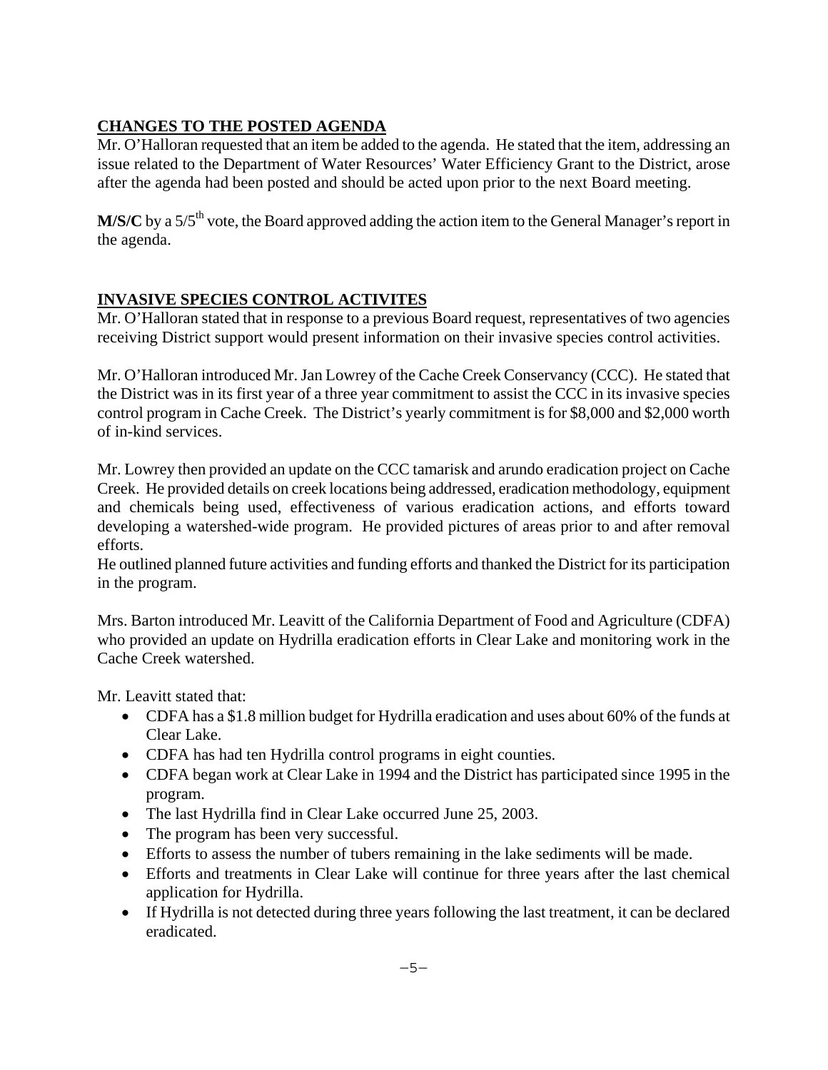## CHANGES TO THE POSTED AGENDA

Mr. O'Halloran requested that an item be added to the agenda. He stated that the item, addressing an issue related to the Department of Water Resources' Water Efficiency Grant to the District, arose after the agenda had been posted and should be acted upon prior to the next Board meeting.

**M/S/C** by a 5/5th vote, the Board approved adding the action item to the General Manager's report in the agenda.

## INVASIVE SPECIES CONTROL ACTIVITES

Mr. O'Halloran stated that in response to a previous Board request, representatives of two agencies receiving District support would present information on their invasive species control activities.

Mr. O'Halloran introduced Mr. Jan Lowrey of the Cache Creek Conservancy (CCC). He stated that the District was in its first year of a three year commitment to assist the CCC in its invasive species control program in Cache Creek. The District's yearly commitment is for $8,000 and $2,000 worth of in-kind services.

Mr. Lowrey then provided an update on the CCC tamarisk and arundo eradication project on Cache Creek. He provided details on creek locations being addressed, eradication methodology, equipment and chemicals being used, effectiveness of various eradication actions, and efforts toward developing a watershed-wide program. He provided pictures of areas prior to and after removal efforts.

He outlined planned future activities and funding efforts and thanked the District for its participation in the program.

Mrs. Barton introduced Mr. Leavitt of the California Department of Food and Agriculture (CDFA) who provided an update on Hydrilla eradication efforts in Clear Lake and monitoring work in the Cache Creek watershed.

Mr. Leavitt stated that:

- CDFA has a $1.8 million budget for Hydrilla eradication and uses about 60% of the funds at Clear Lake.
- CDFA has had ten Hydrilla control programs in eight counties.
- CDFA began work at Clear Lake in 1994 and the District has participated since 1995 in the program.
- The last Hydrilla find in Clear Lake occurred June 25, 2003.
- The program has been very successful.
- Efforts to assess the number of tubers remaining in the lake sediments will be made.
- Efforts and treatments in Clear Lake will continue for three years after the last chemical application for Hydrilla.
- If Hydrilla is not detected during three years following the last treatment, it can be declared eradicated.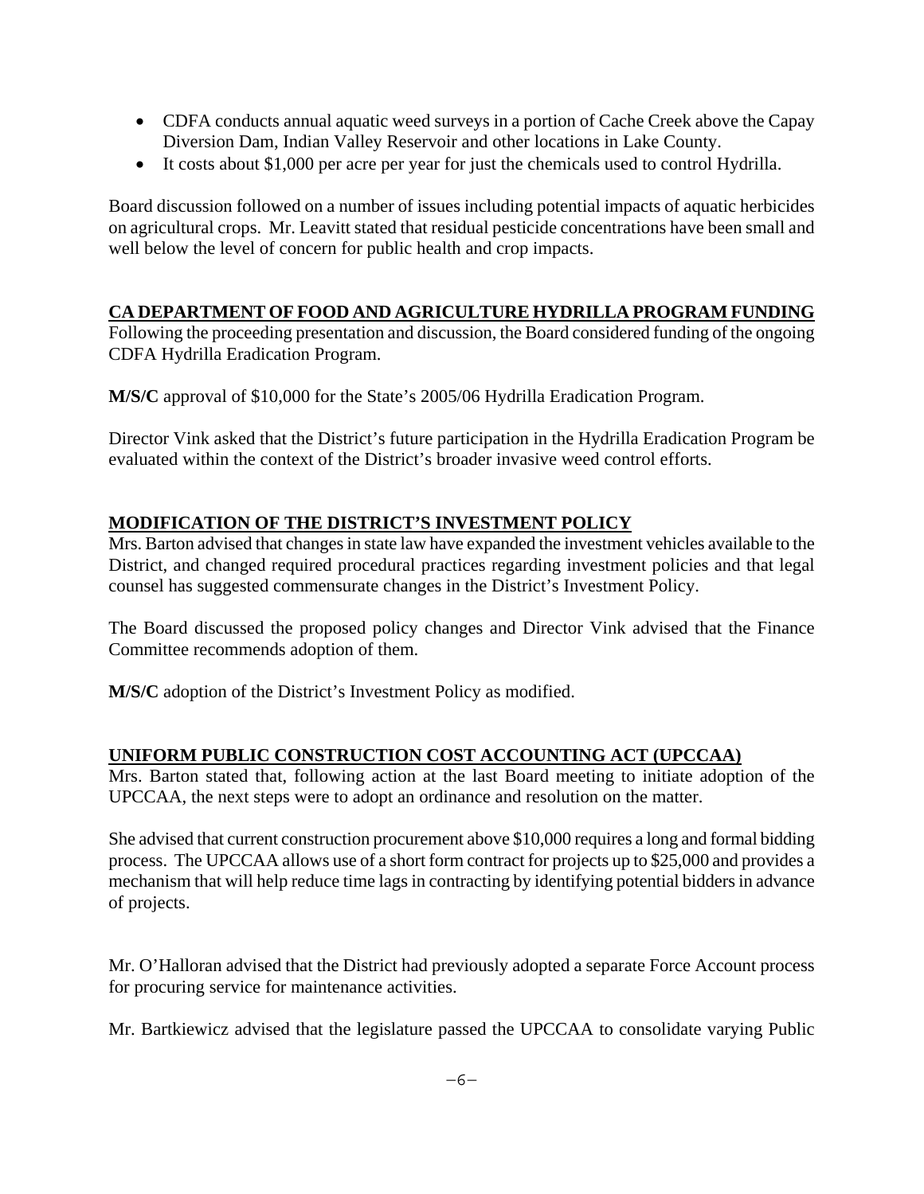- CDFA conducts annual aquatic weed surveys in a portion of Cache Creek above the Capay Diversion Dam, Indian Valley Reservoir and other locations in Lake County.
- It costs about $1,000 per acre per year for just the chemicals used to control Hydrilla.

Board discussion followed on a number of issues including potential impacts of aquatic herbicides on agricultural crops. Mr. Leavitt stated that residual pesticide concentrations have been small and well below the level of concern for public health and crop impacts.

## CA DEPARTMENT OF FOOD AND AGRICULTURE HYDRILLA PROGRAM FUNDING

Following the proceeding presentation and discussion, the Board considered funding of the ongoing CDFA Hydrilla Eradication Program.

**M/S/C** approval of $10,000 for the State's 2005/06 Hydrilla Eradication Program.

Director Vink asked that the District's future participation in the Hydrilla Eradication Program be evaluated within the context of the District's broader invasive weed control efforts.

## MODIFICATION OF THE DISTRICT'S INVESTMENT POLICY

Mrs. Barton advised that changes in state law have expanded the investment vehicles available to the District, and changed required procedural practices regarding investment policies and that legal counsel has suggested commensurate changes in the District's Investment Policy.

The Board discussed the proposed policy changes and Director Vink advised that the Finance Committee recommends adoption of them.

**M/S/C** adoption of the District's Investment Policy as modified.

## UNIFORM PUBLIC CONSTRUCTION COST ACCOUNTING ACT (UPCCAA)

Mrs. Barton stated that, following action at the last Board meeting to initiate adoption of the UPCCAA, the next steps were to adopt an ordinance and resolution on the matter.

She advised that current construction procurement above $10,000 requires a long and formal bidding process. The UPCCAA allows use of a short form contract for projects up to $25,000 and provides a mechanism that will help reduce time lags in contracting by identifying potential bidders in advance of projects.

Mr. O'Halloran advised that the District had previously adopted a separate Force Account process for procuring service for maintenance activities.

Mr. Bartkiewicz advised that the legislature passed the UPCCAA to consolidate varying Public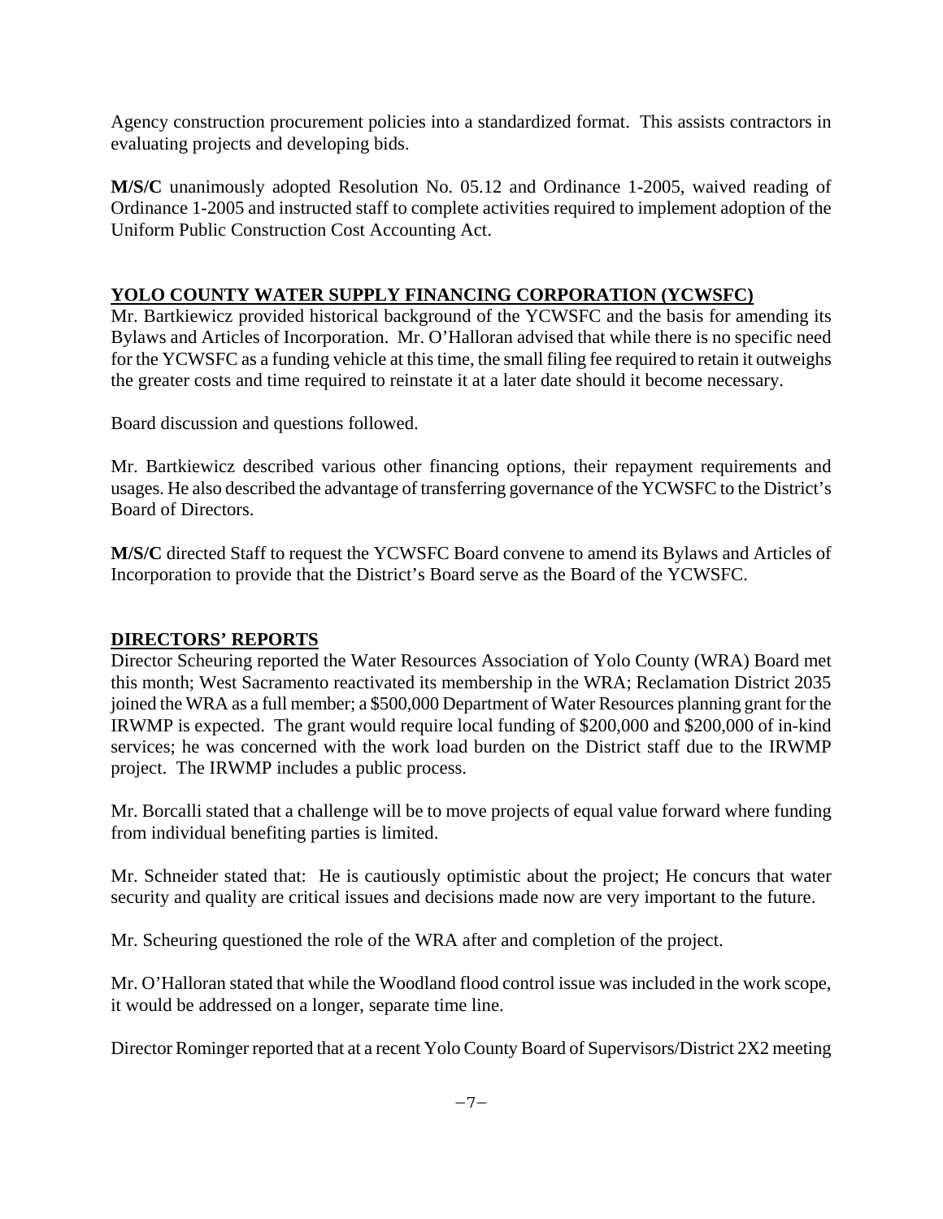Agency construction procurement policies into a standardized format. This assists contractors in evaluating projects and developing bids.

**M/S/C** unanimously adopted Resolution No. 05.12 and Ordinance 1-2005, waived reading of Ordinance 1-2005 and instructed staff to complete activities required to implement adoption of the Uniform Public Construction Cost Accounting Act.

## YOLO COUNTY WATER SUPPLY FINANCING CORPORATION (YCWSFC)

Mr. Bartkiewicz provided historical background of the YCWSFC and the basis for amending its Bylaws and Articles of Incorporation. Mr. O'Halloran advised that while there is no specific need for the YCWSFC as a funding vehicle at this time, the small filing fee required to retain it outweighs the greater costs and time required to reinstate it at a later date should it become necessary.

Board discussion and questions followed.

Mr. Bartkiewicz described various other financing options, their repayment requirements and usages. He also described the advantage of transferring governance of the YCWSFC to the District's Board of Directors.

**M/S/C** directed Staff to request the YCWSFC Board convene to amend its Bylaws and Articles of Incorporation to provide that the District's Board serve as the Board of the YCWSFC.

## DIRECTORS' REPORTS

Director Scheuring reported the Water Resources Association of Yolo County (WRA) Board met this month; West Sacramento reactivated its membership in the WRA; Reclamation District 2035 joined the WRA as a full member; a $500,000 Department of Water Resources planning grant for the IRWMP is expected. The grant would require local funding of $200,000 and $200,000 of in-kind services; he was concerned with the work load burden on the District staff due to the IRWMP project. The IRWMP includes a public process.

Mr. Borcalli stated that a challenge will be to move projects of equal value forward where funding from individual benefiting parties is limited.

Mr. Schneider stated that: He is cautiously optimistic about the project; He concurs that water security and quality are critical issues and decisions made now are very important to the future.

Mr. Scheuring questioned the role of the WRA after and completion of the project.

Mr. O'Halloran stated that while the Woodland flood control issue was included in the work scope, it would be addressed on a longer, separate time line.

Director Rominger reported that at a recent Yolo County Board of Supervisors/District 2X2 meeting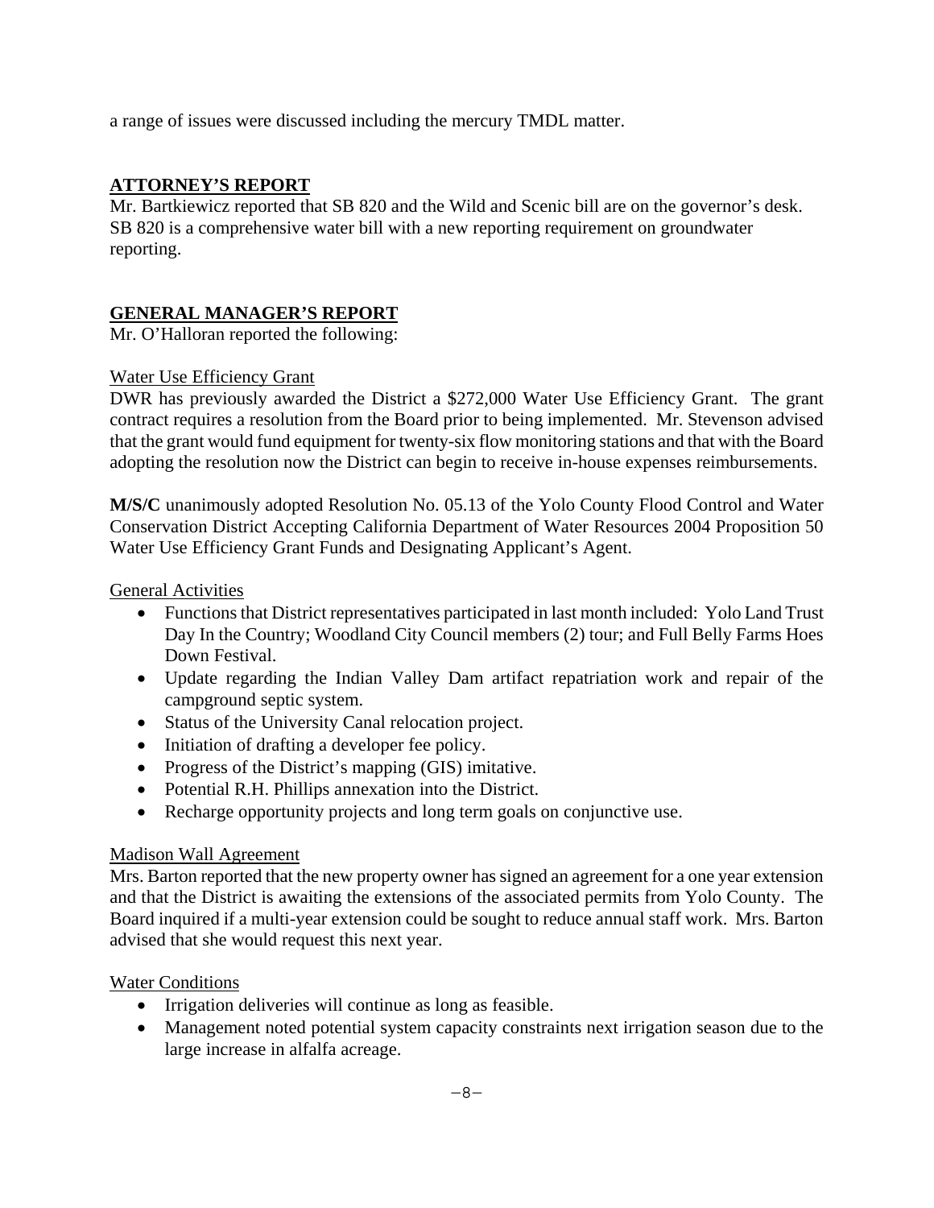a range of issues were discussed including the mercury TMDL matter.

## ATTORNEY'S REPORT

Mr. Bartkiewicz reported that SB 820 and the Wild and Scenic bill are on the governor's desk. SB 820 is a comprehensive water bill with a new reporting requirement on groundwater reporting.

## GENERAL MANAGER'S REPORT

Mr. O'Halloran reported the following:

Water Use Efficiency Grant

DWR has previously awarded the District a $272,000 Water Use Efficiency Grant. The grant contract requires a resolution from the Board prior to being implemented. Mr. Stevenson advised that the grant would fund equipment for twenty-six flow monitoring stations and that with the Board adopting the resolution now the District can begin to receive in-house expenses reimbursements.

**M/S/C** unanimously adopted Resolution No. 05.13 of the Yolo County Flood Control and Water Conservation District Accepting California Department of Water Resources 2004 Proposition 50 Water Use Efficiency Grant Funds and Designating Applicant's Agent.

General Activities

- Functions that District representatives participated in last month included: Yolo Land Trust Day In the Country; Woodland City Council members (2) tour; and Full Belly Farms Hoes Down Festival.
- Update regarding the Indian Valley Dam artifact repatriation work and repair of the campground septic system.
- Status of the University Canal relocation project.
- Initiation of drafting a developer fee policy.
- Progress of the District's mapping (GIS) imitative.
- Potential R.H. Phillips annexation into the District.
- Recharge opportunity projects and long term goals on conjunctive use.

Madison Wall Agreement

Mrs. Barton reported that the new property owner has signed an agreement for a one year extension and that the District is awaiting the extensions of the associated permits from Yolo County. The Board inquired if a multi-year extension could be sought to reduce annual staff work. Mrs. Barton advised that she would request this next year.

Water Conditions

- Irrigation deliveries will continue as long as feasible.
- Management noted potential system capacity constraints next irrigation season due to the large increase in alfalfa acreage.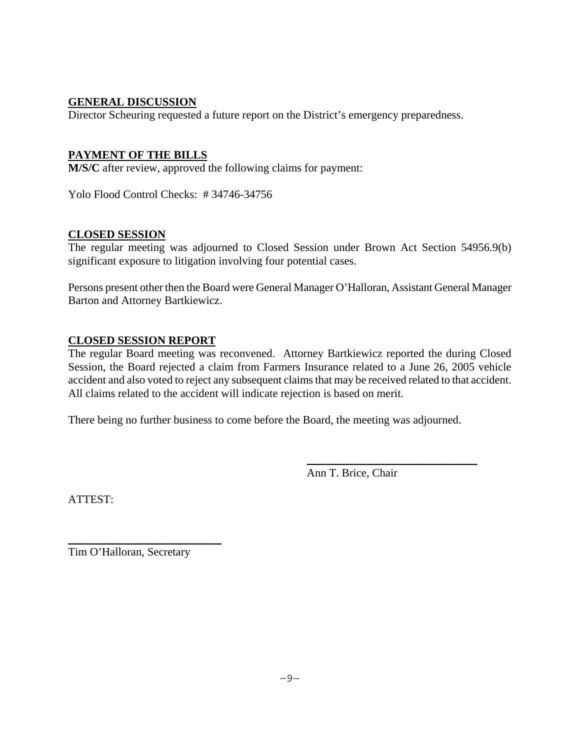**GENERAL DISCUSSION**

Director Scheuring requested a future report on the District's emergency preparedness.

**PAYMENT OF THE BILLS**

**M/S/C** after review, approved the following claims for payment:

Yolo Flood Control Checks: # 34746-34756

**CLOSED SESSION**

The regular meeting was adjourned to Closed Session under Brown Act Section 54956.9(b) significant exposure to litigation involving four potential cases.

Persons present other then the Board were General Manager O'Halloran, Assistant General Manager Barton and Attorney Bartkiewicz.

**CLOSED SESSION REPORT**

The regular Board meeting was reconvened. Attorney Bartkiewicz reported the during Closed Session, the Board rejected a claim from Farmers Insurance related to a June 26, 2005 vehicle accident and also voted to reject any subsequent claims that may be received related to that accident. All claims related to the accident will indicate rejection is based on merit.

There being no further business to come before the Board, the meeting was adjourned.

\_\_\_\_\_\_\_\_\_\_\_\_\_\_\_\_\_\_\_\_\_\_\_\_\_\_\_\_\_\_
Ann T. Brice, Chair

ATTEST:

\_\_\_\_\_\_\_\_\_\_\_\_\_\_\_\_\_\_\_\_\_\_\_\_\_\_\_\_\_\_
Tim O'Halloran, Secretary